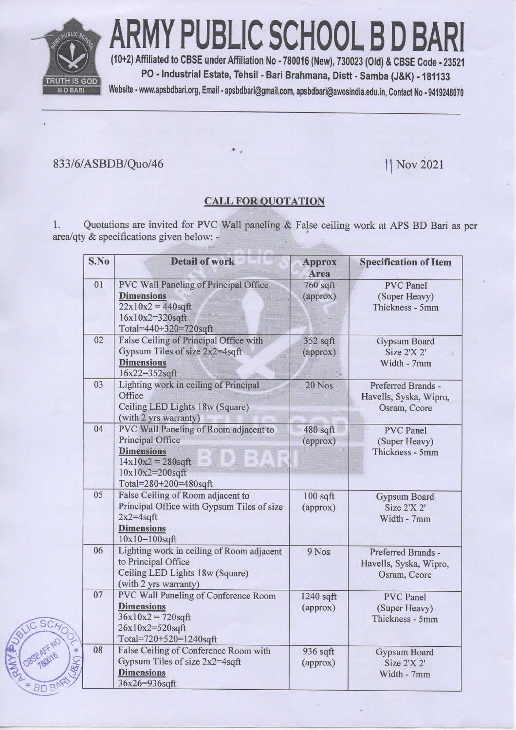# ARMY PUBLIC SCHOOL B D BARI

**(10+2) Affiliated to CBSE under Affiliation No - 780016 (New), 730023 (Old) & CBSE Code - 23521**
**PO - Industrial Estate, Tehsil - Bari Brahmana, Distt - Samba (J&K) - 181133**
Website - www.apsbdbari.org, Email - apsbdbari@gmail.com, apsbdbari@awesindia.edu.in, Contact No - 9419248070

833/6/ASBDB/Quo/46

11 Nov 2021

## CALL FOR QUOTATION

1. Quotations are invited for PVC Wall paneling & False ceiling work at APS BD Bari as per area/qty & specifications given below: -

| S.No | Detail of work | Approx Area | Specification of Item |
|---|---|---|---|
| 01 | PVC Wall Paneling of Principal Office<br>**Dimensions**<br>22x10x2 = 440sqft<br>16x10x2=320sqft<br>Total=440+320=720sqft | 760 sqft (approx) | PVC Panel (Super Heavy) Thickness - 5mm |
| 02 | False Ceiling of Principal Office with Gypsum Tiles of size 2x2=4sqft<br>**Dimensions**<br>16x22=352sqft | 352 sqft (approx) | Gypsum Board Size 2'X 2' Width - 7mm |
| 03 | Lighting work in ceiling of Principal Office<br>Ceiling LED Lights 18w (Square) (with 2 yrs warranty) | 20 Nos | Preferred Brands - Havells, Syska, Wipro, Osram, Ccore |
| 04 | PVC Wall Paneling of Room adjacent to Principal Office<br>**Dimensions**<br>14x10x2 = 280sqft<br>10x10x2=200sqft<br>Total=280+200=480sqft | 480 sqft (approx) | PVC Panel (Super Heavy) Thickness - 5mm |
| 05 | False Ceiling of Room adjacent to Principal Office with Gypsum Tiles of size 2x2=4sqft<br>**Dimensions**<br>10x10=100sqft | 100 sqft (approx) | Gypsum Board Size 2'X 2' Width - 7mm |
| 06 | Lighting work in ceiling of Room adjacent to Principal Office<br>Ceiling LED Lights 18w (Square) (with 2 yrs warranty) | 9 Nos | Preferred Brands - Havells, Syska, Wipro, Osram, Ccore |
| 07 | PVC Wall Paneling of Conference Room<br>**Dimensions**<br>36x10x2 = 720sqft<br>26x10x2=520sqft<br>Total=720+520=1240sqft | 1240 sqft (approx) | PVC Panel (Super Heavy) Thickness - 5mm |
| 08 | False Ceiling of Conference Room with Gypsum Tiles of size 2x2=4sqft<br>**Dimensions**<br>36x26=936sqft | 936 sqft (approx) | Gypsum Board Size 2'X 2' Width - 7mm |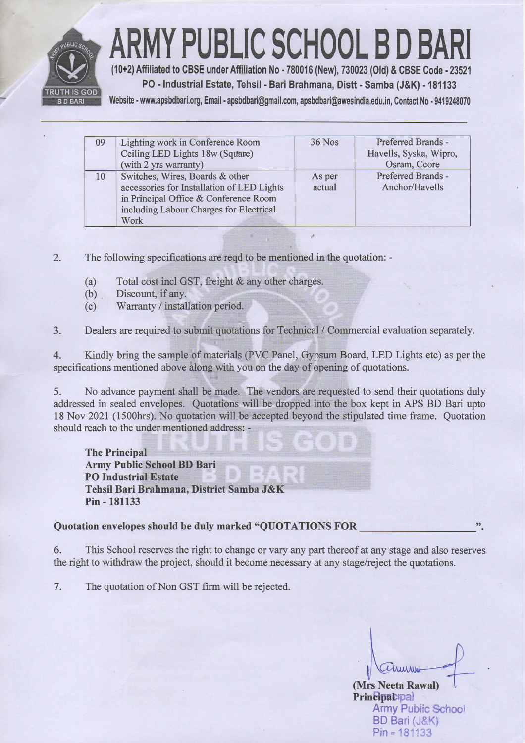# ARMY PUBLIC SCHOOL B D BARI

(10+2) Affiliated to CBSE under Affiliation No - 780016 (New), 730023 (Old) & CBSE Code - 23521
PO - Industrial Estate, Tehsil - Bari Brahmana, Distt - Samba (J&K) - 181133
Website - www.apsbdbari.org, Email - apsbdbari@gmail.com, apsbdbari@awesindia.edu.in, Contact No - 9419248070

| | | | |
|---|---|---|---|
| 09 | Lighting work in Conference Room Ceiling LED Lights 18w (Square) (with 2 yrs warranty) | 36 Nos | Preferred Brands - Havells, Syska, Wipro, Osram, Ccore |
| 10 | Switches, Wires, Boards & other accessories for Installation of LED Lights in Principal Office & Conference Room including Labour Charges for Electrical Work | As per actual | Preferred Brands - Anchor/Havells |

2. The following specifications are reqd to be mentioned in the quotation: -

   (a) Total cost incl GST, freight & any other charges.
   (b) Discount, if any.
   (c) Warranty / installation period.

3. Dealers are required to submit quotations for Technical / Commercial evaluation separately.

4. Kindly bring the sample of materials (PVC Panel, Gypsum Board, LED Lights etc) as per the specifications mentioned above along with you on the day of opening of quotations.

5. No advance payment shall be made. The vendors are requested to send their quotations duly addressed in sealed envelopes. Quotations will be dropped into the box kept in APS BD Bari upto 18 Nov 2021 (1500hrs). No quotation will be accepted beyond the stipulated time frame. Quotation should reach to the under mentioned address: -

**The Principal**
**Army Public School BD Bari**
**PO Industrial Estate**
**Tehsil Bari Brahmana, District Samba J&K**
**Pin - 181133**

**Quotation envelopes should be duly marked "QUOTATIONS FOR \_\_\_\_\_\_\_\_\_\_\_\_\_\_\_\_\_\_\_\_".**

6. This School reserves the right to change or vary any part thereof at any stage and also reserves the right to withdraw the project, should it become necessary at any stage/reject the quotations.

7. The quotation of Non GST firm will be rejected.

**(Mrs Neeta Rawal)**
**Principal**
Principal
Army Public School
BD Bari (J&K)
Pin - 181133